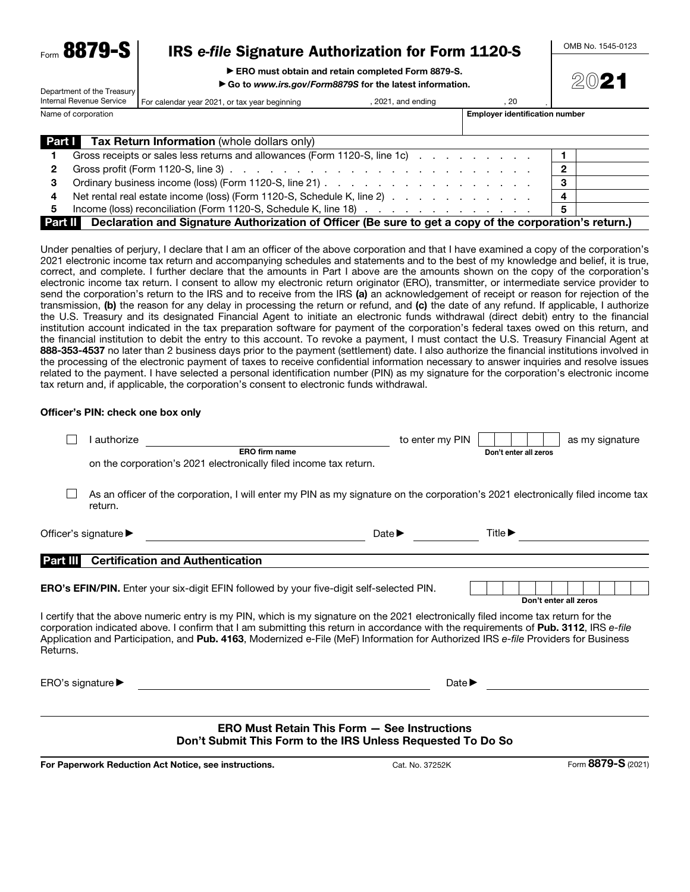Form **8879-S**

Department of the Treasury
Internal Revenue Service

# IRS *e-file* Signature Authorization for Form 1120-S

▶ **ERO must obtain and retain completed Form 8879-S.**

▶ **Go to *www.irs.gov/Form8879S* for the latest information.**

OMB No. 1545-0123

**2021**

For calendar year 2021, or tax year beginning ____________, 2021, and ending ____________, 20____.

Name of corporation | **Employer identification number**

## Part I Tax Return Information (whole dollars only)

| | | | |
|---|---|---|---|
| **1** | Gross receipts or sales less returns and allowances (Form 1120-S, line 1c) | **1** | |
| **2** | Gross profit (Form 1120-S, line 3) | **2** | |
| **3** | Ordinary business income (loss) (Form 1120-S, line 21) | **3** | |
| **4** | Net rental real estate income (loss) (Form 1120-S, Schedule K, line 2) | **4** | |
| **5** | Income (loss) reconciliation (Form 1120-S, Schedule K, line 18) | **5** | |

## Part II Declaration and Signature Authorization of Officer (Be sure to get a copy of the corporation's return.)

Under penalties of perjury, I declare that I am an officer of the above corporation and that I have examined a copy of the corporation's 2021 electronic income tax return and accompanying schedules and statements and to the best of my knowledge and belief, it is true, correct, and complete. I further declare that the amounts in Part I above are the amounts shown on the copy of the corporation's electronic income tax return. I consent to allow my electronic return originator (ERO), transmitter, or intermediate service provider to send the corporation's return to the IRS and to receive from the IRS **(a)** an acknowledgement of receipt or reason for rejection of the transmission, **(b)** the reason for any delay in processing the return or refund, and **(c)** the date of any refund. If applicable, I authorize the U.S. Treasury and its designated Financial Agent to initiate an electronic funds withdrawal (direct debit) entry to the financial institution account indicated in the tax preparation software for payment of the corporation's federal taxes owed on this return, and the financial institution to debit the entry to this account. To revoke a payment, I must contact the U.S. Treasury Financial Agent at **888-353-4537** no later than 2 business days prior to the payment (settlement) date. I also authorize the financial institutions involved in the processing of the electronic payment of taxes to receive confidential information necessary to answer inquiries and resolve issues related to the payment. I have selected a personal identification number (PIN) as my signature for the corporation's electronic income tax return and, if applicable, the corporation's consent to electronic funds withdrawal.

**Officer's PIN: check one box only**

☐ I authorize ______________________ (**ERO firm name**) to enter my PIN ☐☐☐☐☐ (**Don't enter all zeros**) as my signature on the corporation's 2021 electronically filed income tax return.

☐ As an officer of the corporation, I will enter my PIN as my signature on the corporation's 2021 electronically filed income tax return.

Officer's signature ▶ ______________________ Date ▶ ____________ Title ▶ ____________

## Part III Certification and Authentication

**ERO's EFIN/PIN.** Enter your six-digit EFIN followed by your five-digit self-selected PIN. ☐☐☐☐☐☐☐☐☐☐☐ (**Don't enter all zeros**)

I certify that the above numeric entry is my PIN, which is my signature on the 2021 electronically filed income tax return for the corporation indicated above. I confirm that I am submitting this return in accordance with the requirements of **Pub. 3112**, IRS *e-file* Application and Participation, and **Pub. 4163**, Modernized e-File (MeF) Information for Authorized IRS *e-file* Providers for Business Returns.

ERO's signature ▶ ______________________ Date ▶ ____________

**ERO Must Retain This Form — See Instructions**
**Don't Submit This Form to the IRS Unless Requested To Do So**

**For Paperwork Reduction Act Notice, see instructions.** Cat. No. 37252K Form **8879-S** (2021)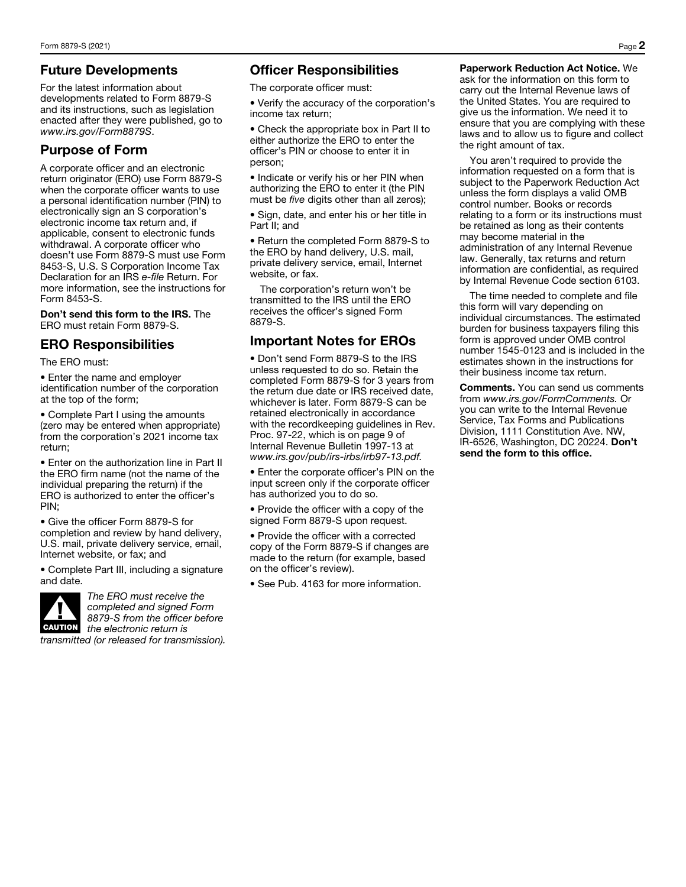## Future Developments

For the latest information about developments related to Form 8879-S and its instructions, such as legislation enacted after they were published, go to *www.irs.gov/Form8879S*.

## Purpose of Form

A corporate officer and an electronic return originator (ERO) use Form 8879-S when the corporate officer wants to use a personal identification number (PIN) to electronically sign an S corporation's electronic income tax return and, if applicable, consent to electronic funds withdrawal. A corporate officer who doesn't use Form 8879-S must use Form 8453-S, U.S. S Corporation Income Tax Declaration for an IRS *e-file* Return. For more information, see the instructions for Form 8453-S.

**Don't send this form to the IRS.** The ERO must retain Form 8879-S.

## ERO Responsibilities

The ERO must:

- Enter the name and employer identification number of the corporation at the top of the form;
- Complete Part I using the amounts (zero may be entered when appropriate) from the corporation's 2021 income tax return;
- Enter on the authorization line in Part II the ERO firm name (not the name of the individual preparing the return) if the ERO is authorized to enter the officer's PIN;
- Give the officer Form 8879-S for completion and review by hand delivery, U.S. mail, private delivery service, email, Internet website, or fax; and
- Complete Part III, including a signature and date.

CAUTION: *The ERO must receive the completed and signed Form 8879-S from the officer before the electronic return is transmitted (or released for transmission).*

## Officer Responsibilities

The corporate officer must:

- Verify the accuracy of the corporation's income tax return;
- Check the appropriate box in Part II to either authorize the ERO to enter the officer's PIN or choose to enter it in person;
- Indicate or verify his or her PIN when authorizing the ERO to enter it (the PIN must be *five* digits other than all zeros);
- Sign, date, and enter his or her title in Part II; and
- Return the completed Form 8879-S to the ERO by hand delivery, U.S. mail, private delivery service, email, Internet website, or fax.

The corporation's return won't be transmitted to the IRS until the ERO receives the officer's signed Form 8879-S.

## Important Notes for EROs

- Don't send Form 8879-S to the IRS unless requested to do so. Retain the completed Form 8879-S for 3 years from the return due date or IRS received date, whichever is later. Form 8879-S can be retained electronically in accordance with the recordkeeping guidelines in Rev. Proc. 97-22, which is on page 9 of Internal Revenue Bulletin 1997-13 at *www.irs.gov/pub/irs-irbs/irb97-13.pdf.*
- Enter the corporate officer's PIN on the input screen only if the corporate officer has authorized you to do so.
- Provide the officer with a copy of the signed Form 8879-S upon request.
- Provide the officer with a corrected copy of the Form 8879-S if changes are made to the return (for example, based on the officer's review).
- See Pub. 4163 for more information.

**Paperwork Reduction Act Notice.** We ask for the information on this form to carry out the Internal Revenue laws of the United States. You are required to give us the information. We need it to ensure that you are complying with these laws and to allow us to figure and collect the right amount of tax.

You aren't required to provide the information requested on a form that is subject to the Paperwork Reduction Act unless the form displays a valid OMB control number. Books or records relating to a form or its instructions must be retained as long as their contents may become material in the administration of any Internal Revenue law. Generally, tax returns and return information are confidential, as required by Internal Revenue Code section 6103.

The time needed to complete and file this form will vary depending on individual circumstances. The estimated burden for business taxpayers filing this form is approved under OMB control number 1545-0123 and is included in the estimates shown in the instructions for their business income tax return.

**Comments.** You can send us comments from *www.irs.gov/FormComments.* Or you can write to the Internal Revenue Service, Tax Forms and Publications Division, 1111 Constitution Ave. NW, IR-6526, Washington, DC 20224. **Don't send the form to this office.**